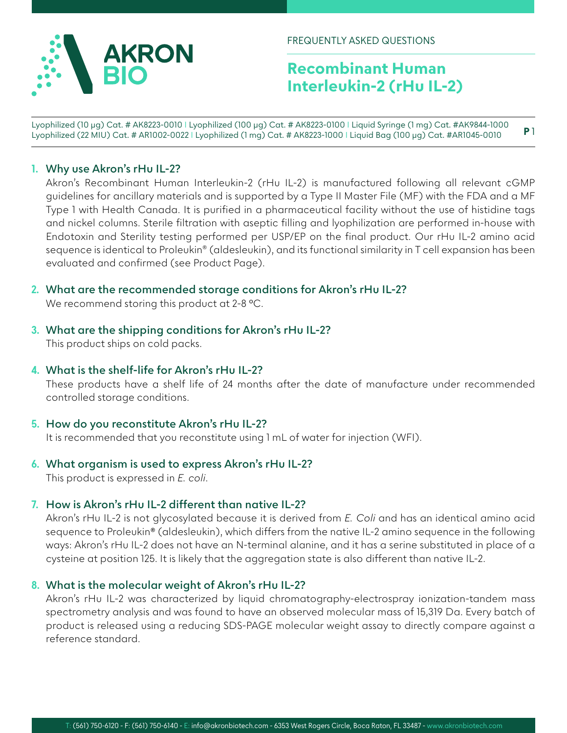AKRON BIO

FREQUENTLY ASKED QUESTIONS

# Recombinant Human Interleukin-2 (rHu IL-2)

Lyophilized (10 µg) Cat. # AK8223-0010 | Lyophilized (100 µg) Cat. # AK8223-0100 | Liquid Syringe (1 mg) Cat. #AK9844-1000
Lyophilized (22 MIU) Cat. # AR1002-0022 | Lyophilized (1 mg) Cat. # AK8223-1000 | Liquid Bag (100 µg) Cat. #AR1045-0010

1. **Why use Akron's rHu IL-2?**
   Akron's Recombinant Human Interleukin-2 (rHu IL-2) is manufactured following all relevant cGMP guidelines for ancillary materials and is supported by a Type II Master File (MF) with the FDA and a MF Type 1 with Health Canada. It is purified in a pharmaceutical facility without the use of histidine tags and nickel columns. Sterile filtration with aseptic filling and lyophilization are performed in-house with Endotoxin and Sterility testing performed per USP/EP on the final product. Our rHu IL-2 amino acid sequence is identical to Proleukin® (aldesleukin), and its functional similarity in T cell expansion has been evaluated and confirmed (see Product Page).

2. **What are the recommended storage conditions for Akron's rHu IL-2?**
   We recommend storing this product at 2-8 °C.

3. **What are the shipping conditions for Akron's rHu IL-2?**
   This product ships on cold packs.

4. **What is the shelf-life for Akron's rHu IL-2?**
   These products have a shelf life of 24 months after the date of manufacture under recommended controlled storage conditions.

5. **How do you reconstitute Akron's rHu IL-2?**
   It is recommended that you reconstitute using 1 mL of water for injection (WFI).

6. **What organism is used to express Akron's rHu IL-2?**
   This product is expressed in *E. coli*.

7. **How is Akron's rHu IL-2 different than native IL-2?**
   Akron's rHu IL-2 is not glycosylated because it is derived from *E. Coli* and has an identical amino acid sequence to Proleukin® (aldesleukin), which differs from the native IL-2 amino sequence in the following ways: Akron's rHu IL-2 does not have an N-terminal alanine, and it has a serine substituted in place of a cysteine at position 125. It is likely that the aggregation state is also different than native IL-2.

8. **What is the molecular weight of Akron's rHu IL-2?**
   Akron's rHu IL-2 was characterized by liquid chromatography-electrospray ionization-tandem mass spectrometry analysis and was found to have an observed molecular mass of 15,319 Da. Every batch of product is released using a reducing SDS-PAGE molecular weight assay to directly compare against a reference standard.

T: (561) 750-6120 - F: (561) 750-6140 - E: info@akronbiotech.com - 6353 West Rogers Circle, Boca Raton, FL 33487 - www.akronbiotech.com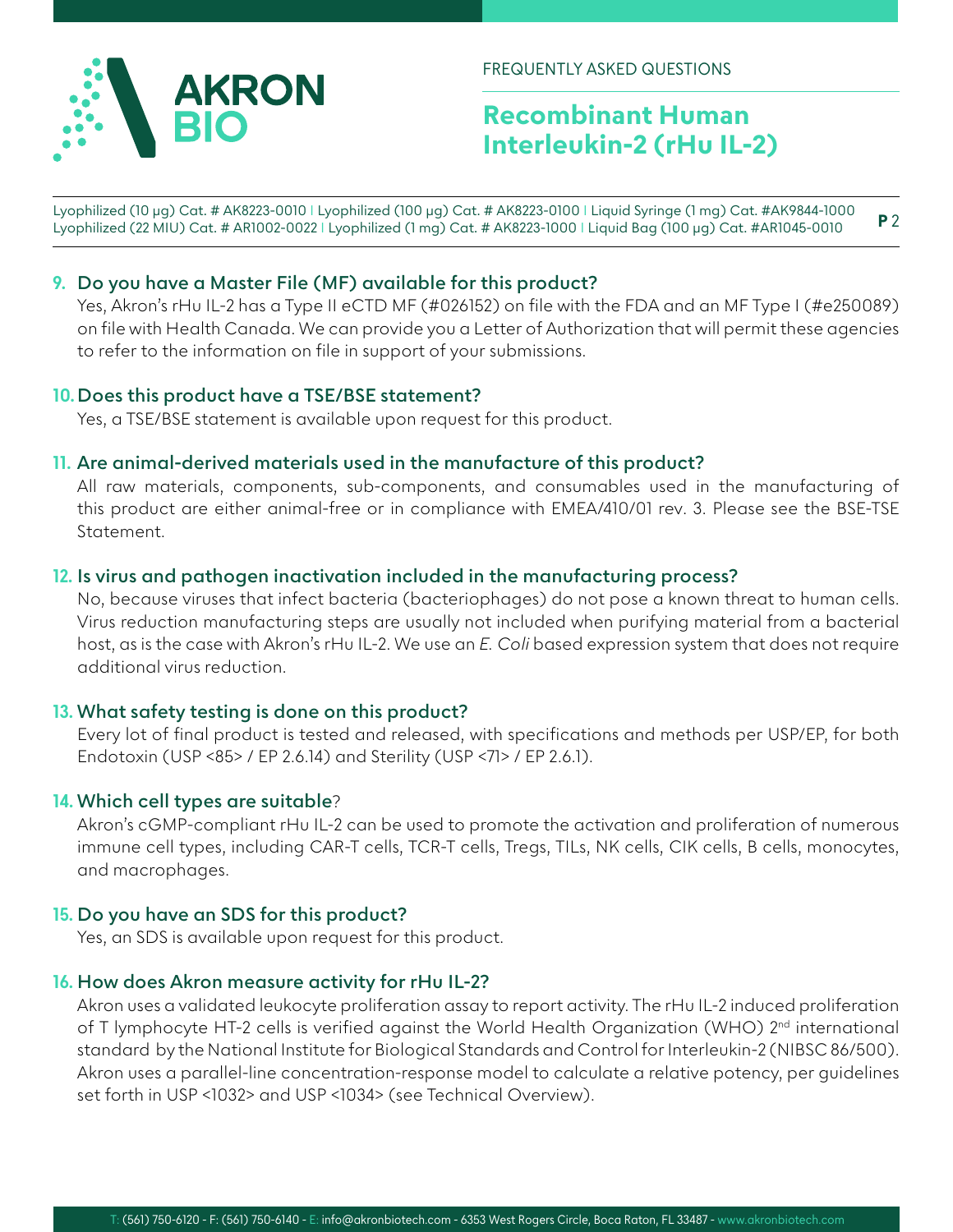9. **Do you have a Master File (MF) available for this product?**
   Yes, Akron's rHu IL-2 has a Type II eCTD MF (#026152) on file with the FDA and an MF Type I (#e250089) on file with Health Canada. We can provide you a Letter of Authorization that will permit these agencies to refer to the information on file in support of your submissions.

10. **Does this product have a TSE/BSE statement?**
    Yes, a TSE/BSE statement is available upon request for this product.

11. **Are animal-derived materials used in the manufacture of this product?**
    All raw materials, components, sub-components, and consumables used in the manufacturing of this product are either animal-free or in compliance with EMEA/410/01 rev. 3. Please see the BSE-TSE Statement.

12. **Is virus and pathogen inactivation included in the manufacturing process?**
    No, because viruses that infect bacteria (bacteriophages) do not pose a known threat to human cells. Virus reduction manufacturing steps are usually not included when purifying material from a bacterial host, as is the case with Akron's rHu IL-2. We use an *E. Coli* based expression system that does not require additional virus reduction.

13. **What safety testing is done on this product?**
    Every lot of final product is tested and released, with specifications and methods per USP/EP, for both Endotoxin (USP <85> / EP 2.6.14) and Sterility (USP <71> / EP 2.6.1).

14. **Which cell types are suitable?**
    Akron's cGMP-compliant rHu IL-2 can be used to promote the activation and proliferation of numerous immune cell types, including CAR-T cells, TCR-T cells, Tregs, TILs, NK cells, CIK cells, B cells, monocytes, and macrophages.

15. **Do you have an SDS for this product?**
    Yes, an SDS is available upon request for this product.

16. **How does Akron measure activity for rHu IL-2?**
    Akron uses a validated leukocyte proliferation assay to report activity. The rHu IL-2 induced proliferation of T lymphocyte HT-2 cells is verified against the World Health Organization (WHO) 2nd international standard by the National Institute for Biological Standards and Control for Interleukin-2 (NIBSC 86/500). Akron uses a parallel-line concentration-response model to calculate a relative potency, per guidelines set forth in USP <1032> and USP <1034> (see Technical Overview).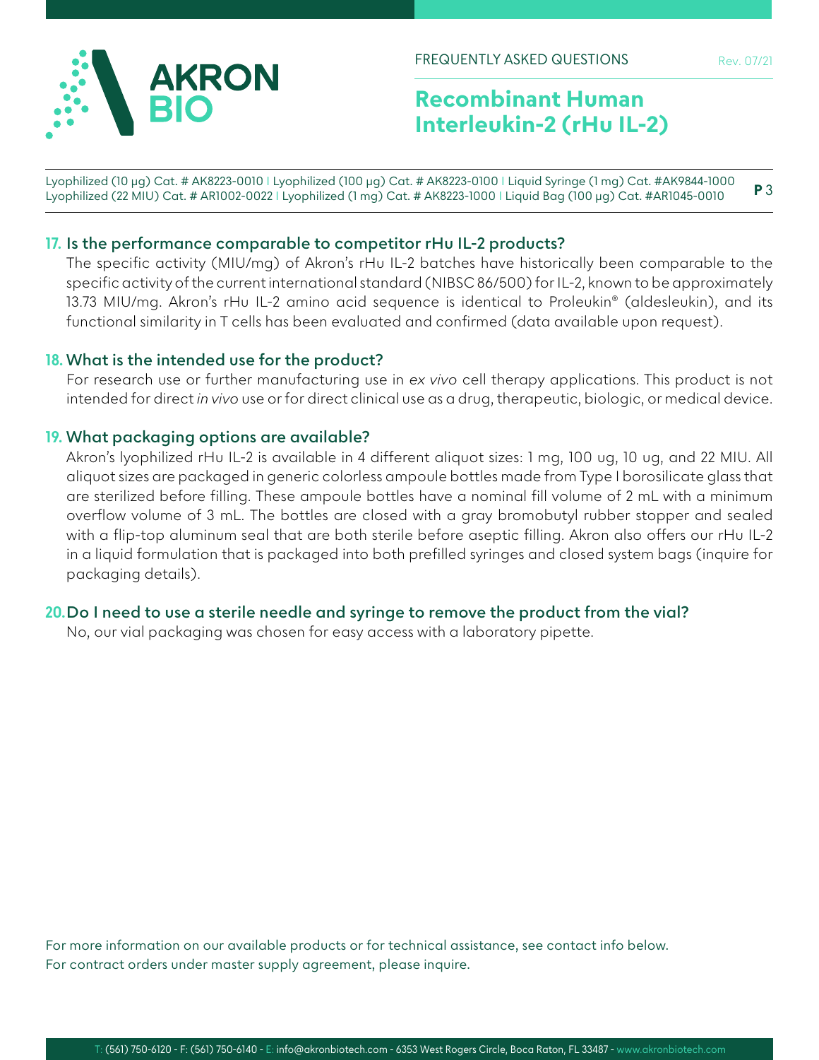Lyophilized (10 μg) Cat. # AK8223-0010 | Lyophilized (100 μg) Cat. # AK8223-0100 | Liquid Syringe (1 mg) Cat. #AK9844-1000
Lyophilized (22 MIU) Cat. # AR1002-0022 | Lyophilized (1 mg) Cat. # AK8223-1000 | Liquid Bag (100 μg) Cat. #AR1045-0010

### 17. Is the performance comparable to competitor rHu IL-2 products?

The specific activity (MIU/mg) of Akron's rHu IL-2 batches have historically been comparable to the specific activity of the current international standard (NIBSC 86/500) for IL-2, known to be approximately 13.73 MIU/mg. Akron's rHu IL-2 amino acid sequence is identical to Proleukin® (aldesleukin), and its functional similarity in T cells has been evaluated and confirmed (data available upon request).

### 18. What is the intended use for the product?

For research use or further manufacturing use in *ex vivo* cell therapy applications. This product is not intended for direct *in vivo* use or for direct clinical use as a drug, therapeutic, biologic, or medical device.

### 19. What packaging options are available?

Akron's lyophilized rHu IL-2 is available in 4 different aliquot sizes: 1 mg, 100 ug, 10 ug, and 22 MIU. All aliquot sizes are packaged in generic colorless ampoule bottles made from Type I borosilicate glass that are sterilized before filling. These ampoule bottles have a nominal fill volume of 2 mL with a minimum overflow volume of 3 mL. The bottles are closed with a gray bromobutyl rubber stopper and sealed with a flip-top aluminum seal that are both sterile before aseptic filling. Akron also offers our rHu IL-2 in a liquid formulation that is packaged into both prefilled syringes and closed system bags (inquire for packaging details).

### 20. Do I need to use a sterile needle and syringe to remove the product from the vial?

No, our vial packaging was chosen for easy access with a laboratory pipette.

For more information on our available products or for technical assistance, see contact info below.
For contract orders under master supply agreement, please inquire.

T: (561) 750-6120 - F: (561) 750-6140 - E: info@akronbiotech.com - 6353 West Rogers Circle, Boca Raton, FL 33487 - www.akronbiotech.com